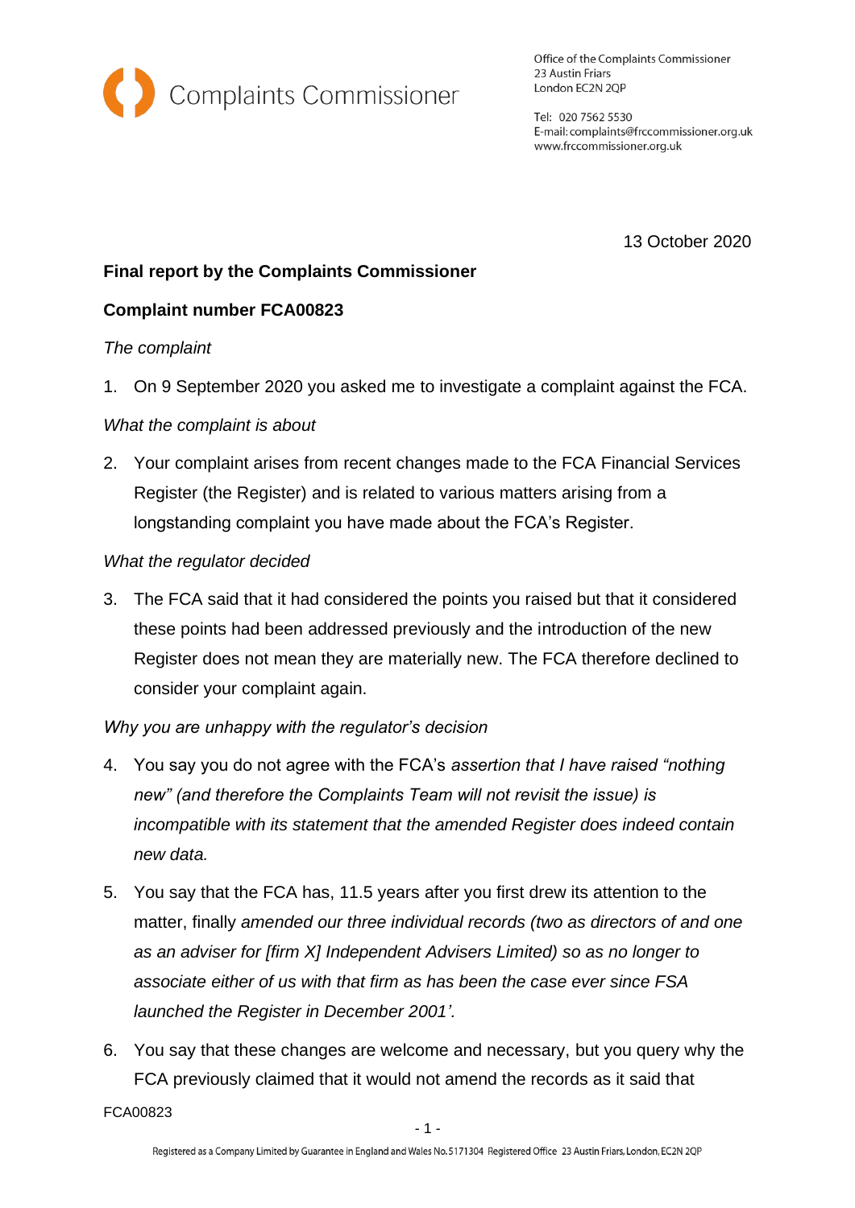Complaints Commissioner

Office of the Complaints Commissioner
23 Austin Friars
London EC2N 2QP

Tel: 020 7562 5530
E-mail: complaints@frccommissioner.org.uk
www.frccommissioner.org.uk

13 October 2020

**Final report by the Complaints Commissioner**

**Complaint number FCA00823**

*The complaint*

1. On 9 September 2020 you asked me to investigate a complaint against the FCA.

*What the complaint is about*

2. Your complaint arises from recent changes made to the FCA Financial Services Register (the Register) and is related to various matters arising from a longstanding complaint you have made about the FCA's Register.

*What the regulator decided*

3. The FCA said that it had considered the points you raised but that it considered these points had been addressed previously and the introduction of the new Register does not mean they are materially new. The FCA therefore declined to consider your complaint again.

*Why you are unhappy with the regulator's decision*

4. You say you do not agree with the FCA's *assertion that I have raised "nothing new" (and therefore the Complaints Team will not revisit the issue) is incompatible with its statement that the amended Register does indeed contain new data.*

5. You say that the FCA has, 11.5 years after you first drew its attention to the matter, finally *amended our three individual records (two as directors of and one as an adviser for [firm X] Independent Advisers Limited) so as no longer to associate either of us with that firm as has been the case ever since FSA launched the Register in December 2001'.*

6. You say that these changes are welcome and necessary, but you query why the FCA previously claimed that it would not amend the records as it said that

FCA00823

Registered as a Company Limited by Guarantee in England and Wales No. 5171304 Registered Office 23 Austin Friars, London, EC2N 2QP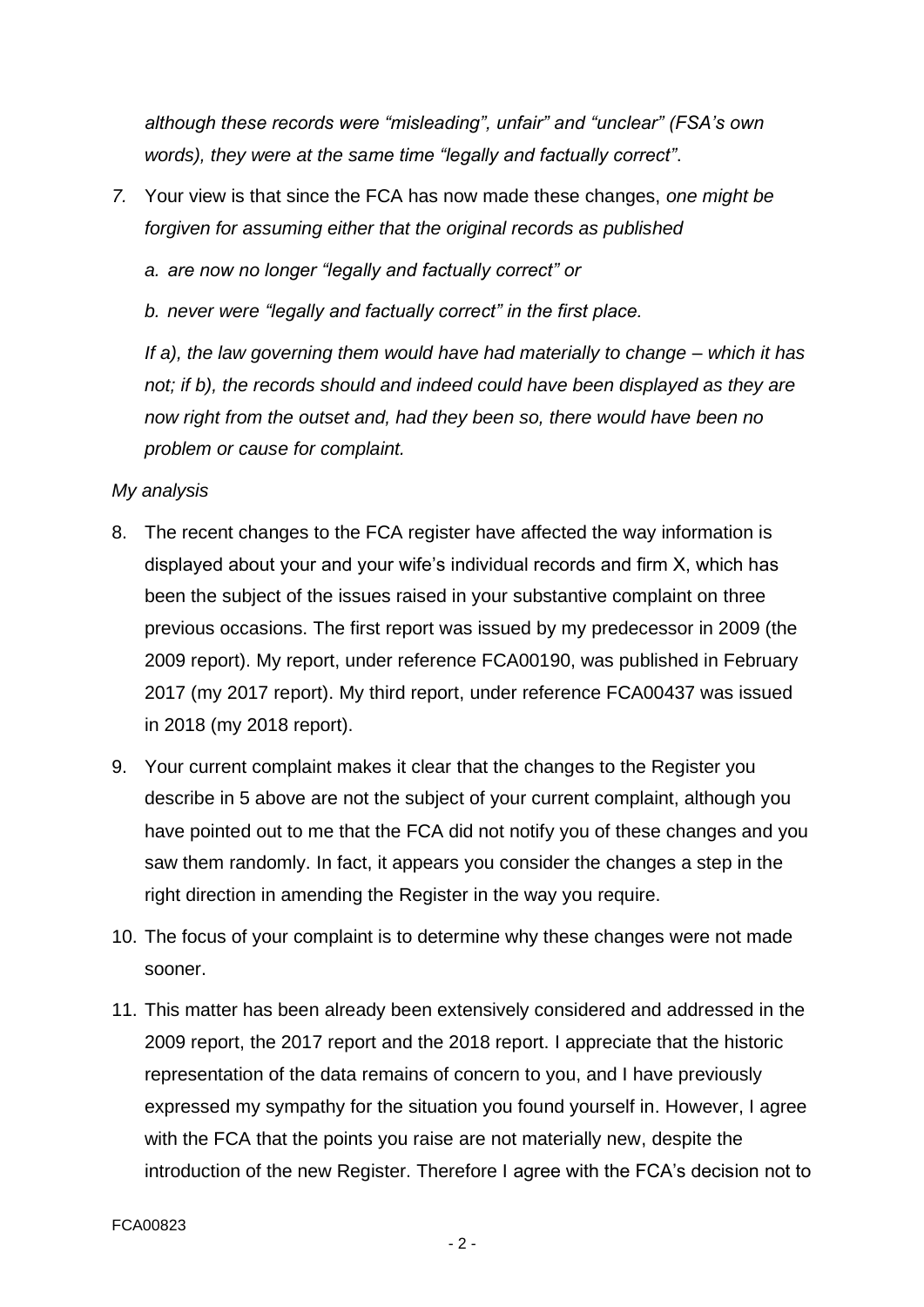*although these records were "misleading", unfair" and "unclear" (FSA's own words), they were at the same time "legally and factually correct".*

7. Your view is that since the FCA has now made these changes, *one might be forgiven for assuming either that the original records as published*

   *a. are now no longer "legally and factually correct" or*

   *b. never were "legally and factually correct" in the first place.*

   *If a), the law governing them would have had materially to change – which it has not; if b), the records should and indeed could have been displayed as they are now right from the outset and, had they been so, there would have been no problem or cause for complaint.*

*My analysis*

8. The recent changes to the FCA register have affected the way information is displayed about your and your wife's individual records and firm X, which has been the subject of the issues raised in your substantive complaint on three previous occasions. The first report was issued by my predecessor in 2009 (the 2009 report). My report, under reference FCA00190, was published in February 2017 (my 2017 report). My third report, under reference FCA00437 was issued in 2018 (my 2018 report).

9. Your current complaint makes it clear that the changes to the Register you describe in 5 above are not the subject of your current complaint, although you have pointed out to me that the FCA did not notify you of these changes and you saw them randomly. In fact, it appears you consider the changes a step in the right direction in amending the Register in the way you require.

10. The focus of your complaint is to determine why these changes were not made sooner.

11. This matter has been already been extensively considered and addressed in the 2009 report, the 2017 report and the 2018 report. I appreciate that the historic representation of the data remains of concern to you, and I have previously expressed my sympathy for the situation you found yourself in. However, I agree with the FCA that the points you raise are not materially new, despite the introduction of the new Register. Therefore I agree with the FCA's decision not to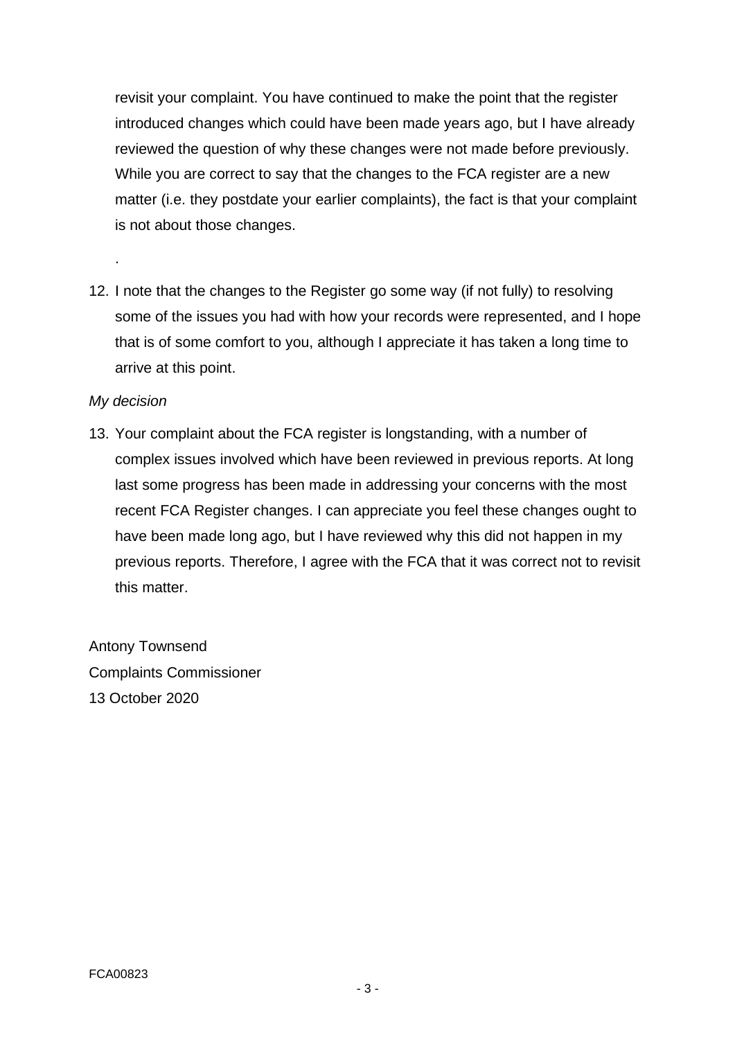revisit your complaint. You have continued to make the point that the register introduced changes which could have been made years ago, but I have already reviewed the question of why these changes were not made before previously. While you are correct to say that the changes to the FCA register are a new matter (i.e. they postdate your earlier complaints), the fact is that your complaint is not about those changes.

.

12. I note that the changes to the Register go some way (if not fully) to resolving some of the issues you had with how your records were represented, and I hope that is of some comfort to you, although I appreciate it has taken a long time to arrive at this point.

*My decision*

13. Your complaint about the FCA register is longstanding, with a number of complex issues involved which have been reviewed in previous reports. At long last some progress has been made in addressing your concerns with the most recent FCA Register changes. I can appreciate you feel these changes ought to have been made long ago, but I have reviewed why this did not happen in my previous reports. Therefore, I agree with the FCA that it was correct not to revisit this matter.

Antony Townsend
Complaints Commissioner
13 October 2020

FCA00823